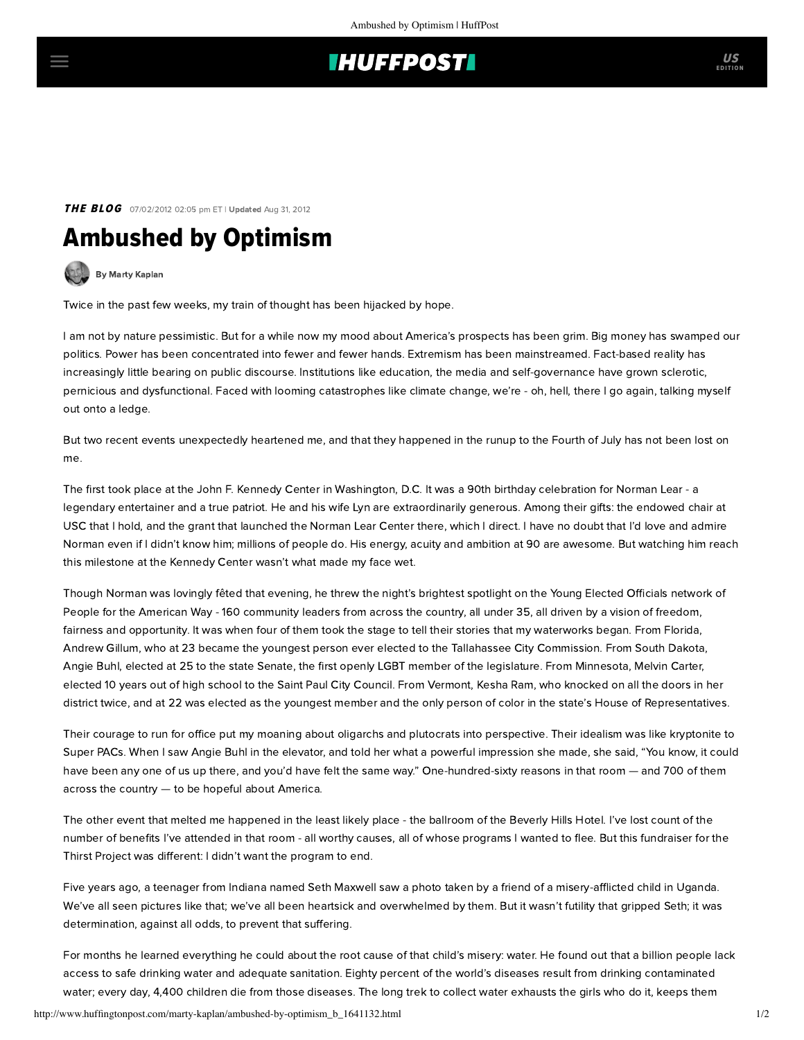**THE BLOG** 07/02/2012 02:05 pm ET | **Updated** Aug 31, 2012

# Ambushed by Optimism

By Marty Kaplan

Twice in the past few weeks, my train of thought has been hijacked by hope.

I am not by nature pessimistic. But for a while now my mood about America's prospects has been grim. Big money has swamped our politics. Power has been concentrated into fewer and fewer hands. Extremism has been mainstreamed. Fact-based reality has increasingly little bearing on public discourse. Institutions like education, the media and self-governance have grown sclerotic, pernicious and dysfunctional. Faced with looming catastrophes like climate change, we're - oh, hell, there I go again, talking myself out onto a ledge.

But two recent events unexpectedly heartened me, and that they happened in the runup to the Fourth of July has not been lost on me.

The first took place at the John F. Kennedy Center in Washington, D.C. It was a 90th birthday celebration for Norman Lear - a legendary entertainer and a true patriot. He and his wife Lyn are extraordinarily generous. Among their gifts: the endowed chair at USC that I hold, and the grant that launched the Norman Lear Center there, which I direct. I have no doubt that I'd love and admire Norman even if I didn't know him; millions of people do. His energy, acuity and ambition at 90 are awesome. But watching him reach this milestone at the Kennedy Center wasn't what made my face wet.

Though Norman was lovingly fêted that evening, he threw the night's brightest spotlight on the Young Elected Officials network of People for the American Way - 160 community leaders from across the country, all under 35, all driven by a vision of freedom, fairness and opportunity. It was when four of them took the stage to tell their stories that my waterworks began. From Florida, Andrew Gillum, who at 23 became the youngest person ever elected to the Tallahassee City Commission. From South Dakota, Angie Buhl, elected at 25 to the state Senate, the first openly LGBT member of the legislature. From Minnesota, Melvin Carter, elected 10 years out of high school to the Saint Paul City Council. From Vermont, Kesha Ram, who knocked on all the doors in her district twice, and at 22 was elected as the youngest member and the only person of color in the state's House of Representatives.

Their courage to run for office put my moaning about oligarchs and plutocrats into perspective. Their idealism was like kryptonite to Super PACs. When I saw Angie Buhl in the elevator, and told her what a powerful impression she made, she said, "You know, it could have been any one of us up there, and you'd have felt the same way." One-hundred-sixty reasons in that room — and 700 of them across the country — to be hopeful about America.

The other event that melted me happened in the least likely place - the ballroom of the Beverly Hills Hotel. I've lost count of the number of benefits I've attended in that room - all worthy causes, all of whose programs I wanted to flee. But this fundraiser for the Thirst Project was different: I didn't want the program to end.

Five years ago, a teenager from Indiana named Seth Maxwell saw a photo taken by a friend of a misery-afflicted child in Uganda. We've all seen pictures like that; we've all been heartsick and overwhelmed by them. But it wasn't futility that gripped Seth; it was determination, against all odds, to prevent that suffering.

For months he learned everything he could about the root cause of that child's misery: water. He found out that a billion people lack access to safe drinking water and adequate sanitation. Eighty percent of the world's diseases result from drinking contaminated water; every day, 4,400 children die from those diseases. The long trek to collect water exhausts the girls who do it, keeps them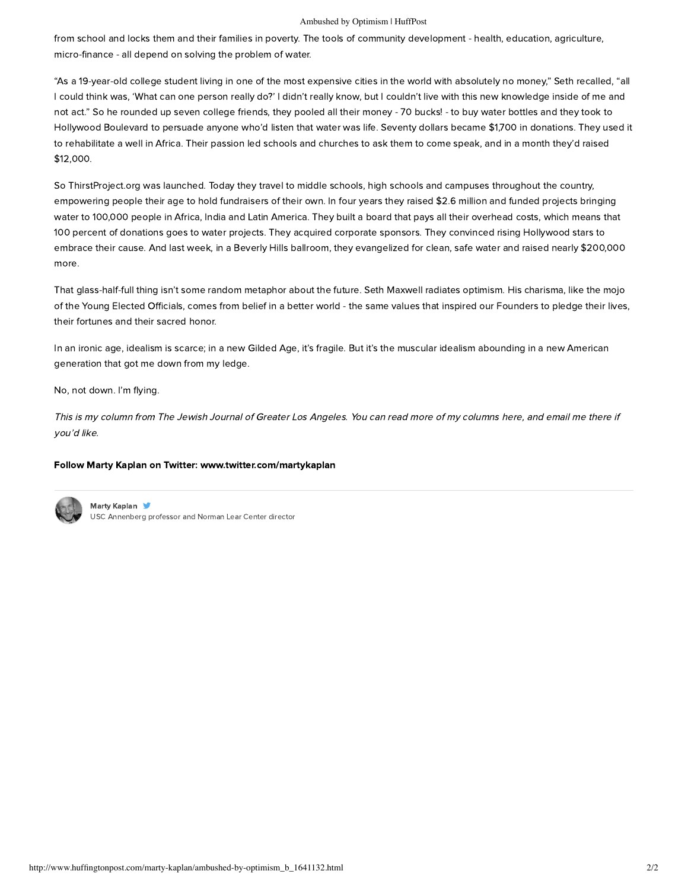from school and locks them and their families in poverty. The tools of community development - health, education, agriculture, micro-finance - all depend on solving the problem of water.

"As a 19-year-old college student living in one of the most expensive cities in the world with absolutely no money," Seth recalled, "all I could think was, 'What can one person really do?' I didn't really know, but I couldn't live with this new knowledge inside of me and not act." So he rounded up seven college friends, they pooled all their money - 70 bucks! - to buy water bottles and they took to Hollywood Boulevard to persuade anyone who'd listen that water was life. Seventy dollars became $1,700 in donations. They used it to rehabilitate a well in Africa. Their passion led schools and churches to ask them to come speak, and in a month they'd raised $12,000.

So ThirstProject.org was launched. Today they travel to middle schools, high schools and campuses throughout the country, empowering people their age to hold fundraisers of their own. In four years they raised $2.6 million and funded projects bringing water to 100,000 people in Africa, India and Latin America. They built a board that pays all their overhead costs, which means that 100 percent of donations goes to water projects. They acquired corporate sponsors. They convinced rising Hollywood stars to embrace their cause. And last week, in a Beverly Hills ballroom, they evangelized for clean, safe water and raised nearly $200,000 more.

That glass-half-full thing isn't some random metaphor about the future. Seth Maxwell radiates optimism. His charisma, like the mojo of the Young Elected Officials, comes from belief in a better world - the same values that inspired our Founders to pledge their lives, their fortunes and their sacred honor.

In an ironic age, idealism is scarce; in a new Gilded Age, it's fragile. But it's the muscular idealism abounding in a new American generation that got me down from my ledge.

No, not down. I'm flying.

*This is my column from The Jewish Journal of Greater Los Angeles. You can read more of my columns here, and email me there if you'd like.*

**Follow Marty Kaplan on Twitter: www.twitter.com/martykaplan**

---

Marty Kaplan
USC Annenberg professor and Norman Lear Center director